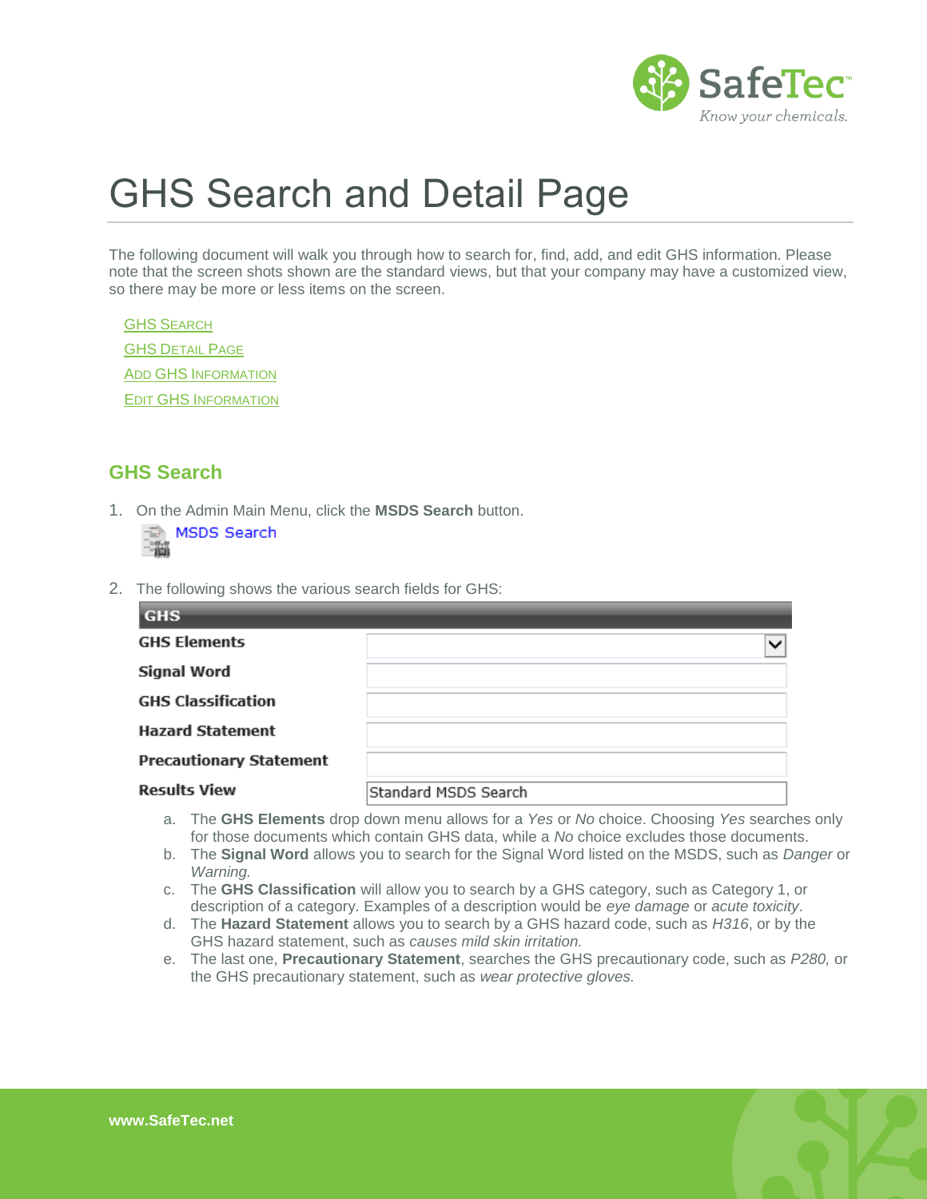# GHS Search and Detail Page

The following document will walk you through how to search for, find, add, and edit GHS information. Please note that the screen shots shown are the standard views, but that your company may have a customized view, so there may be more or less items on the screen.

- GHS Search
- GHS Detail Page
- Add GHS Information
- Edit GHS Information

## GHS Search

1. On the Admin Main Menu, click the **MSDS Search** button.

   MSDS Search

2. The following shows the various search fields for GHS:

| GHS | |
|---|---|
| GHS Elements | |
| Signal Word | |
| GHS Classification | |
| Hazard Statement | |
| Precautionary Statement | |
| Results View | Standard MSDS Search |

   a. The **GHS Elements** drop down menu allows for a *Yes* or *No* choice. Choosing *Yes* searches only for those documents which contain GHS data, while a *No* choice excludes those documents.
   
   b. The **Signal Word** allows you to search for the Signal Word listed on the MSDS, such as *Danger* or *Warning.*
   
   c. The **GHS Classification** will allow you to search by a GHS category, such as Category 1, or description of a category. Examples of a description would be *eye damage* or *acute toxicity*.
   
   d. The **Hazard Statement** allows you to search by a GHS hazard code, such as *H316*, or by the GHS hazard statement, such as *causes mild skin irritation.*
   
   e. The last one, **Precautionary Statement**, searches the GHS precautionary code, such as *P280,* or the GHS precautionary statement, such as *wear protective gloves.*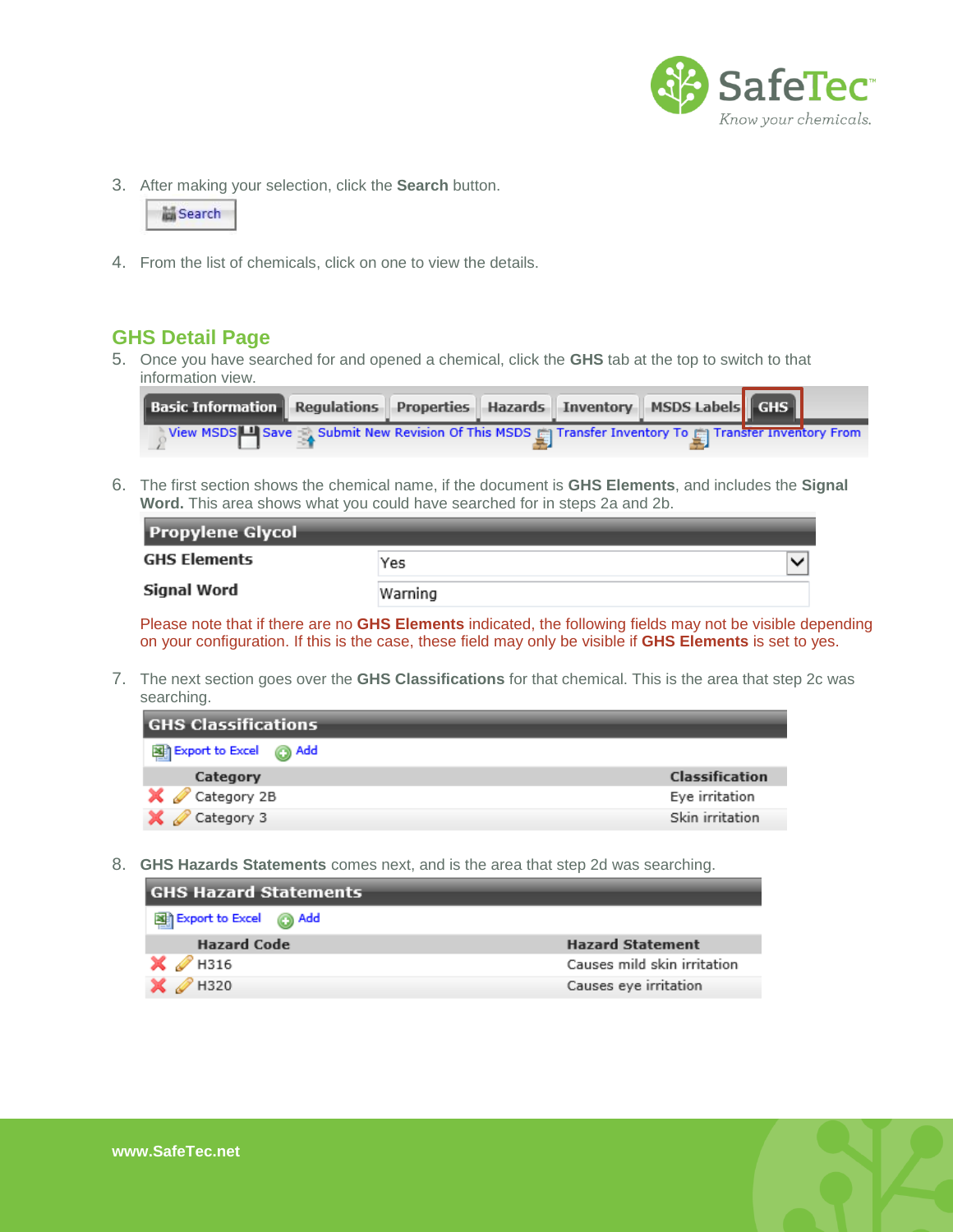3. After making your selection, click the **Search** button.

4. From the list of chemicals, click on one to view the details.

## GHS Detail Page

5. Once you have searched for and opened a chemical, click the **GHS** tab at the top to switch to that information view.

6. The first section shows the chemical name, if the document is **GHS Elements**, and includes the **Signal Word.** This area shows what you could have searched for in steps 2a and 2b.

| Propylene Glycol | |
|---|---|
| GHS Elements | Yes |
| Signal Word | Warning |

Please note that if there are no **GHS Elements** indicated, the following fields may not be visible depending on your configuration. If this is the case, these field may only be visible if **GHS Elements** is set to yes.

7. The next section goes over the **GHS Classifications** for that chemical. This is the area that step 2c was searching.

**GHS Classifications**

| Category | Classification |
|---|---|
| Category 2B | Eye irritation |
| Category 3 | Skin irritation |

8. **GHS Hazards Statements** comes next, and is the area that step 2d was searching.

**GHS Hazard Statements**

| Hazard Code | Hazard Statement |
|---|---|
| H316 | Causes mild skin irritation |
| H320 | Causes eye irritation |

www.SafeTec.net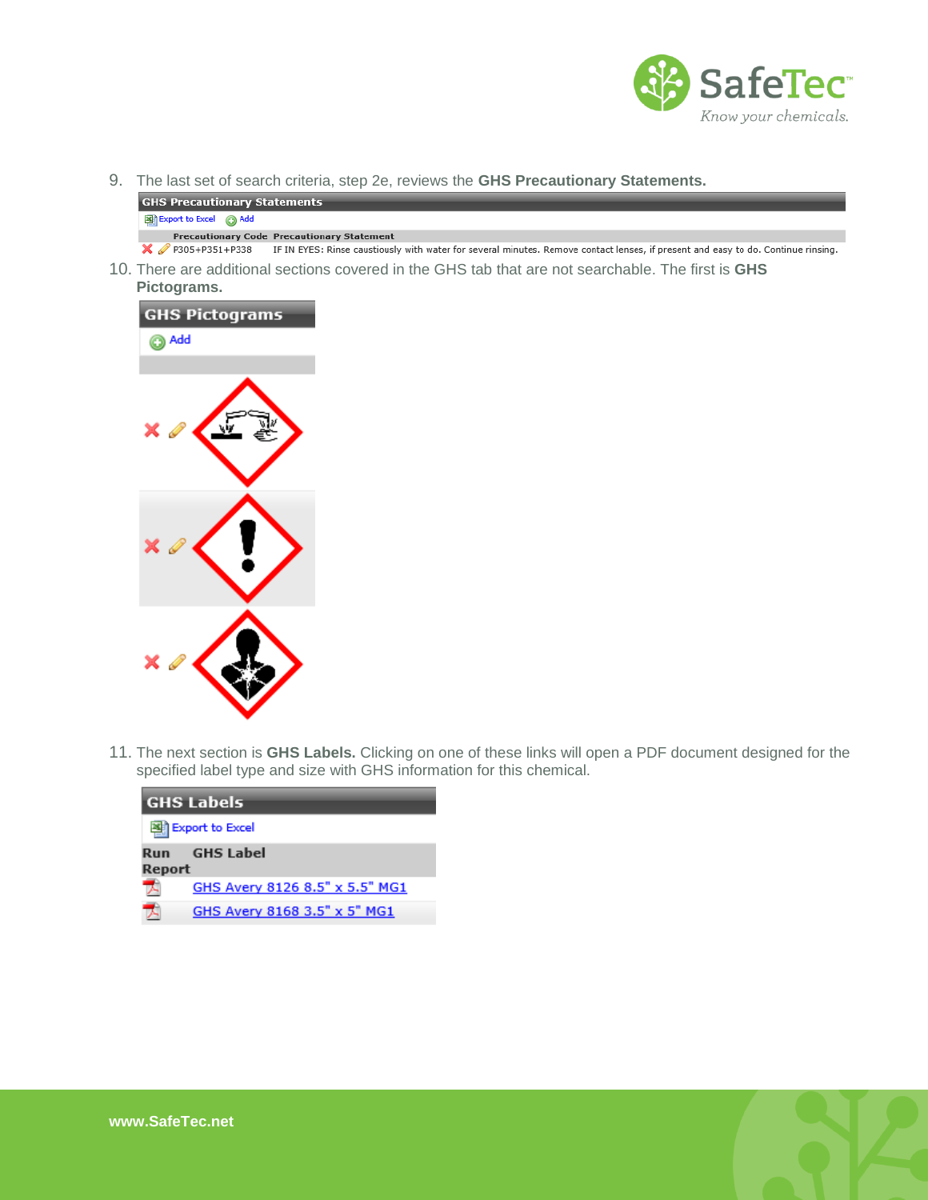9. The last set of search criteria, step 2e, reviews the **GHS Precautionary Statements.**

**GHS Precautionary Statements**

Export to Excel  Add

| Precautionary Code | Precautionary Statement |
|---|---|
| P305+P351+P338 | IF IN EYES: Rinse caustiously with water for several minutes. Remove contact lenses, if present and easy to do. Continue rinsing. |

10. There are additional sections covered in the GHS tab that are not searchable. The first is **GHS Pictograms.**

**GHS Pictograms**

Add

11. The next section is **GHS Labels.** Clicking on one of these links will open a PDF document designed for the specified label type and size with GHS information for this chemical.

**GHS Labels**

Export to Excel

| Run Report | GHS Label |
|---|---|
| | GHS Avery 8126 8.5" x 5.5" MG1 |
| | GHS Avery 8168 3.5" x 5" MG1 |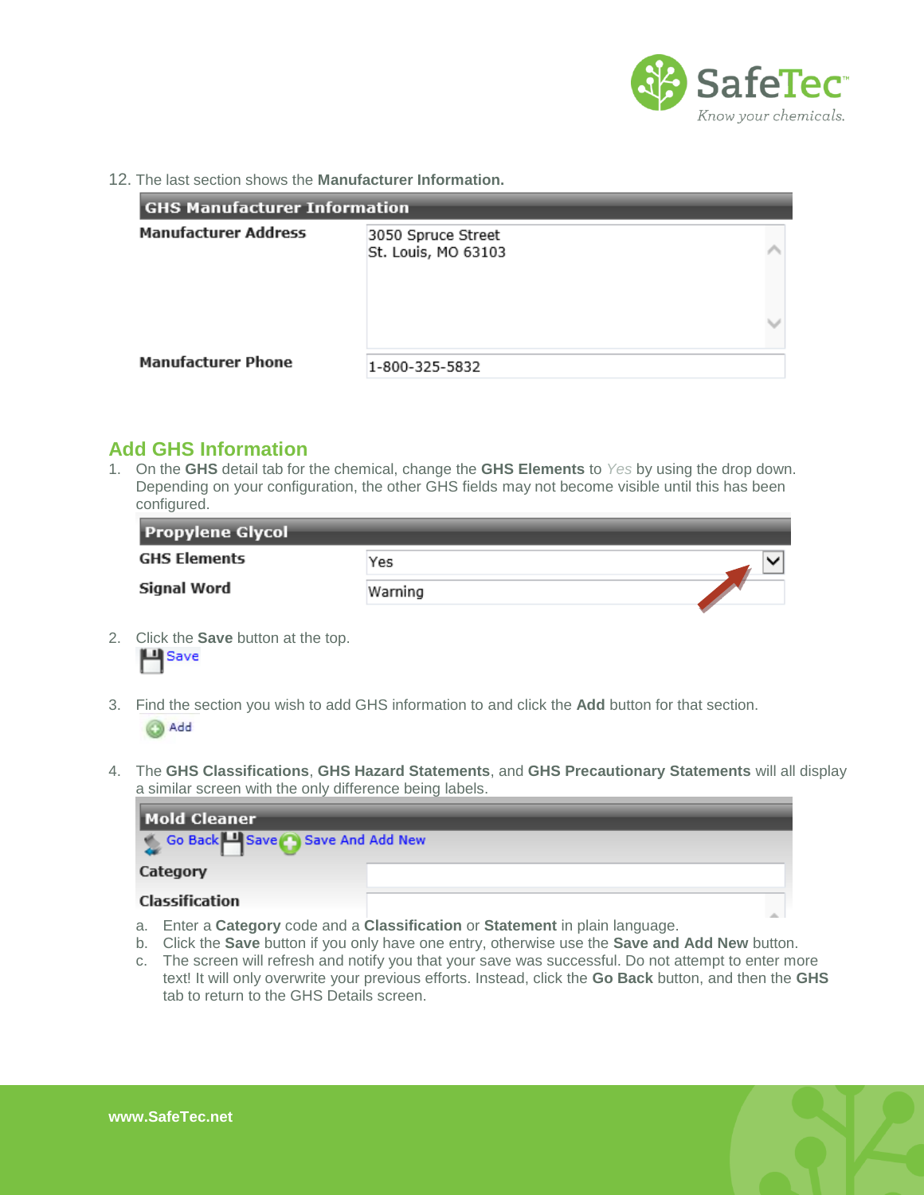12. The last section shows the **Manufacturer Information.**

| GHS Manufacturer Information | |
|---|---|
| **Manufacturer Address** | 3050 Spruce Street<br>St. Louis, MO 63103 |
| **Manufacturer Phone** | 1-800-325-5832 |

## Add GHS Information

1. On the **GHS** detail tab for the chemical, change the **GHS Elements** to *Yes* by using the drop down. Depending on your configuration, the other GHS fields may not become visible until this has been configured.

| Propylene Glycol | |
|---|---|
| **GHS Elements** | Yes |
| **Signal Word** | Warning |

2. Click the **Save** button at the top.
   Save

3. Find the section you wish to add GHS information to and click the **Add** button for that section.
   Add

4. The **GHS Classifications**, **GHS Hazard Statements**, and **GHS Precautionary Statements** will all display a similar screen with the only difference being labels.

   **Mold Cleaner**
   Go Back | Save | Save And Add New
   **Category**
   **Classification**

   a. Enter a **Category** code and a **Classification** or **Statement** in plain language.
   b. Click the **Save** button if you only have one entry, otherwise use the **Save and Add New** button.
   c. The screen will refresh and notify you that your save was successful. Do not attempt to enter more text! It will only overwrite your previous efforts. Instead, click the **Go Back** button, and then the **GHS** tab to return to the GHS Details screen.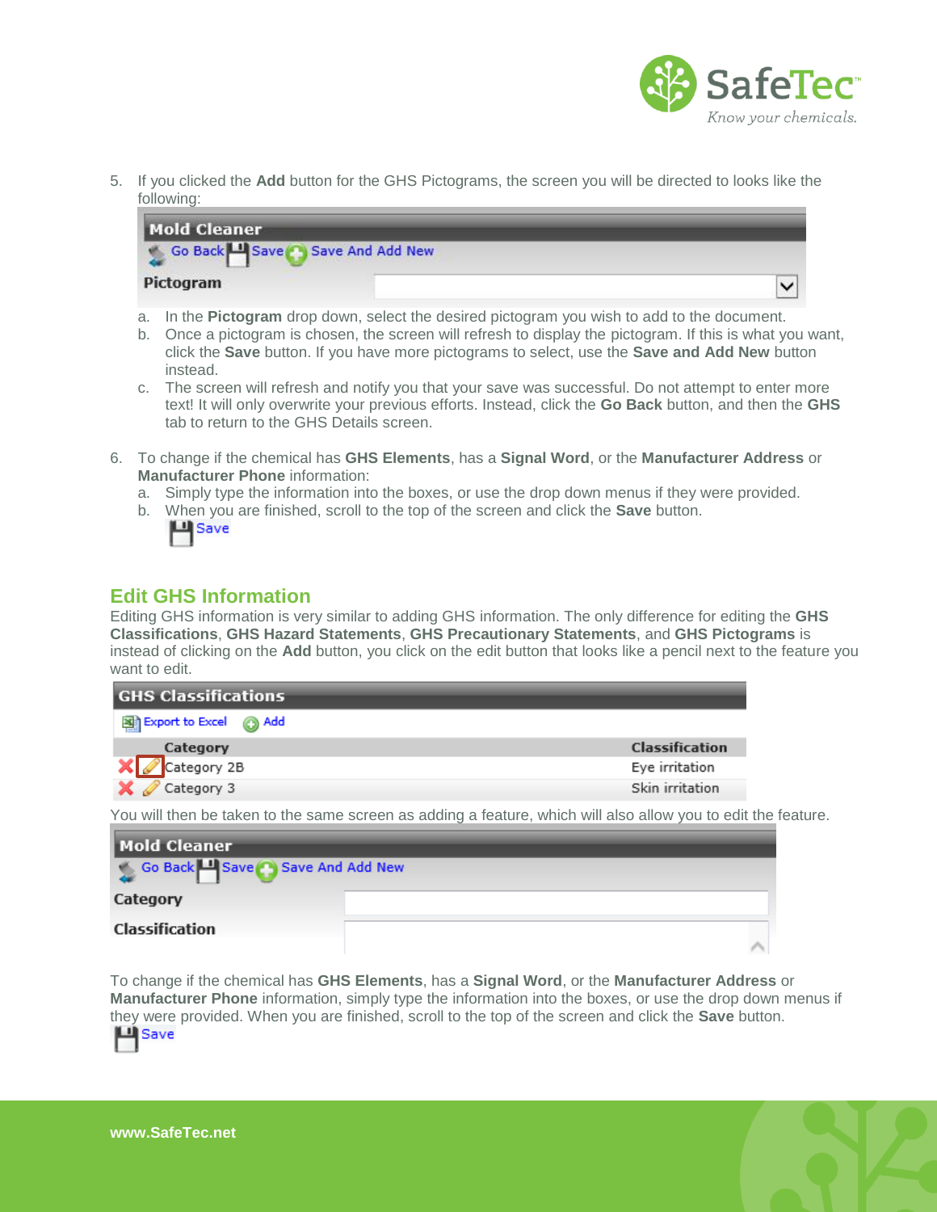5. If you clicked the **Add** button for the GHS Pictograms, the screen you will be directed to looks like the following:

   **Mold Cleaner**

   Go Back Save Save And Add New

   **Pictogram**

   a. In the **Pictogram** drop down, select the desired pictogram you wish to add to the document.
   b. Once a pictogram is chosen, the screen will refresh to display the pictogram. If this is what you want, click the **Save** button. If you have more pictograms to select, use the **Save and Add New** button instead.
   c. The screen will refresh and notify you that your save was successful. Do not attempt to enter more text! It will only overwrite your previous efforts. Instead, click the **Go Back** button, and then the **GHS** tab to return to the GHS Details screen.

6. To change if the chemical has **GHS Elements**, has a **Signal Word**, or the **Manufacturer Address** or **Manufacturer Phone** information:
   a. Simply type the information into the boxes, or use the drop down menus if they were provided.
   b. When you are finished, scroll to the top of the screen and click the **Save** button.

      Save

## Edit GHS Information

Editing GHS information is very similar to adding GHS information. The only difference for editing the **GHS Classifications**, **GHS Hazard Statements**, **GHS Precautionary Statements**, and **GHS Pictograms** is instead of clicking on the **Add** button, you click on the edit button that looks like a pencil next to the feature you want to edit.

**GHS Classifications**

Export to Excel Add

| Category | Classification |
|---|---|
| Category 2B | Eye irritation |
| Category 3 | Skin irritation |

You will then be taken to the same screen as adding a feature, which will also allow you to edit the feature.

**Mold Cleaner**

Go Back Save Save And Add New

**Category**

**Classification**

To change if the chemical has **GHS Elements**, has a **Signal Word**, or the **Manufacturer Address** or **Manufacturer Phone** information, simply type the information into the boxes, or use the drop down menus if they were provided. When you are finished, scroll to the top of the screen and click the **Save** button.

Save